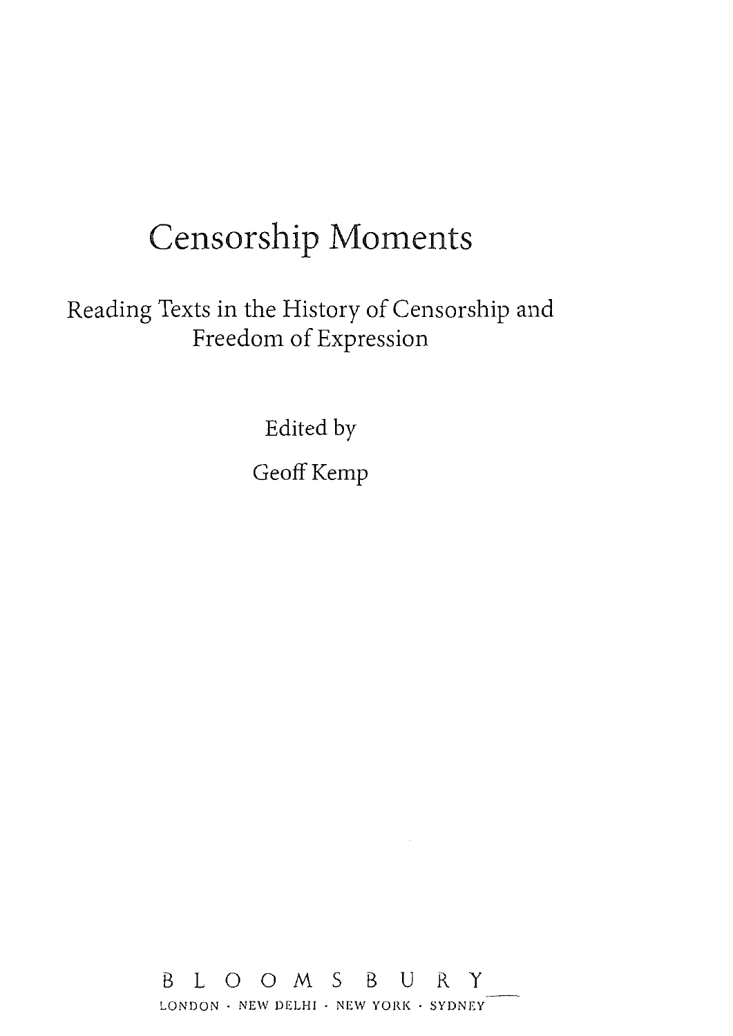# Censorship Moments

## Reading Texts in the History of Censorship and Freedom of Expression

Edited by

Geoff Kemp

BLOOMSBURY

LONDON · NEW DELHI · NEW YORK · SYDNEY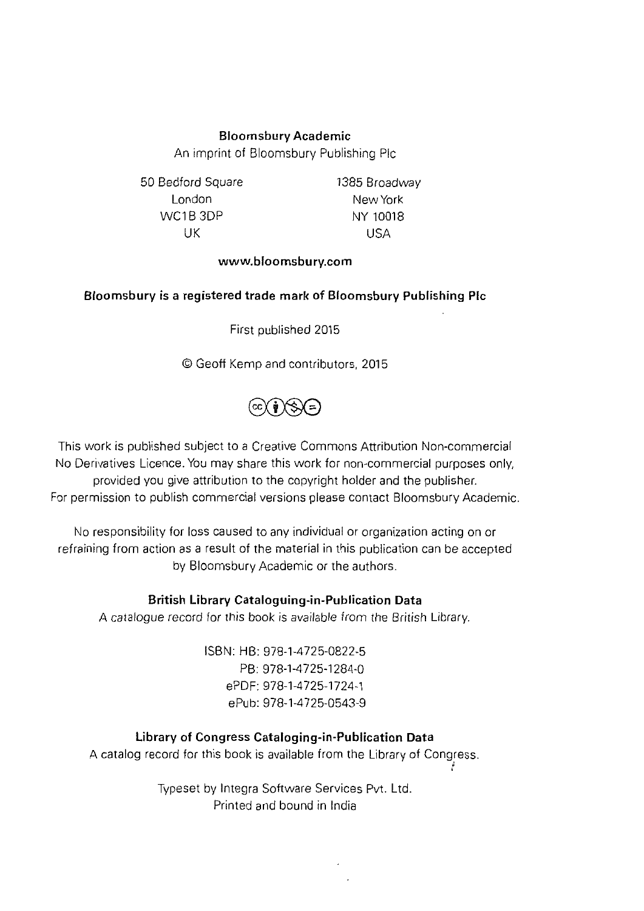**Bloomsbury Academic**
An imprint of Bloomsbury Publishing Plc

50 Bedford Square
London
WC1B 3DP
UK

1385 Broadway
New York
NY 10018
USA

**www.bloomsbury.com**

**Bloomsbury is a registered trade mark of Bloomsbury Publishing Plc**

First published 2015

© Geoff Kemp and contributors, 2015

This work is published subject to a Creative Commons Attribution Non-commercial No Derivatives Licence. You may share this work for non-commercial purposes only, provided you give attribution to the copyright holder and the publisher. For permission to publish commercial versions please contact Bloomsbury Academic.

No responsibility for loss caused to any individual or organization acting on or refraining from action as a result of the material in this publication can be accepted by Bloomsbury Academic or the authors.

**British Library Cataloguing-in-Publication Data**
*A catalogue record for this book is available from the British Library.*

ISBN: HB: 978-1-4725-0822-5
PB: 978-1-4725-1284-0
ePDF: 978-1-4725-1724-1
ePub: 978-1-4725-0543-9

**Library of Congress Cataloging-in-Publication Data**
A catalog record for this book is available from the Library of Congress.

Typeset by Integra Software Services Pvt. Ltd.
Printed and bound in India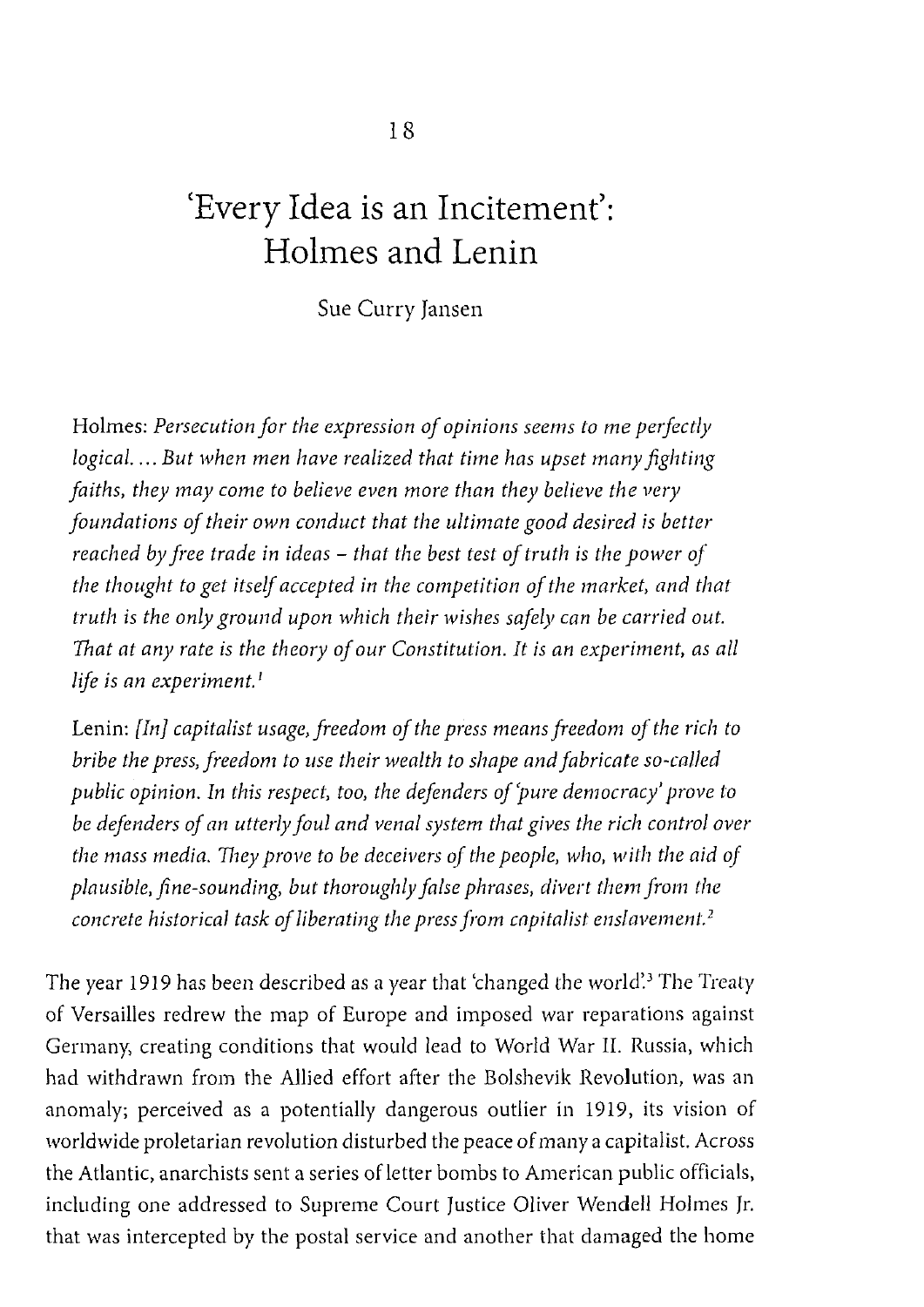# 18

# 'Every Idea is an Incitement': Holmes and Lenin

Sue Curry Jansen

Holmes: *Persecution for the expression of opinions seems to me perfectly logical. ... But when men have realized that time has upset many fighting faiths, they may come to believe even more than they believe the very foundations of their own conduct that the ultimate good desired is better reached by free trade in ideas – that the best test of truth is the power of the thought to get itself accepted in the competition of the market, and that truth is the only ground upon which their wishes safely can be carried out. That at any rate is the theory of our Constitution. It is an experiment, as all life is an experiment.*[1]

Lenin: *[In] capitalist usage, freedom of the press means freedom of the rich to bribe the press, freedom to use their wealth to shape and fabricate so-called public opinion. In this respect, too, the defenders of 'pure democracy' prove to be defenders of an utterly foul and venal system that gives the rich control over the mass media. They prove to be deceivers of the people, who, with the aid of plausible, fine-sounding, but thoroughly false phrases, divert them from the concrete historical task of liberating the press from capitalist enslavement.*[2]

The year 1919 has been described as a year that 'changed the world'.[3] The Treaty of Versailles redrew the map of Europe and imposed war reparations against Germany, creating conditions that would lead to World War II. Russia, which had withdrawn from the Allied effort after the Bolshevik Revolution, was an anomaly; perceived as a potentially dangerous outlier in 1919, its vision of worldwide proletarian revolution disturbed the peace of many a capitalist. Across the Atlantic, anarchists sent a series of letter bombs to American public officials, including one addressed to Supreme Court Justice Oliver Wendell Holmes Jr. that was intercepted by the postal service and another that damaged the home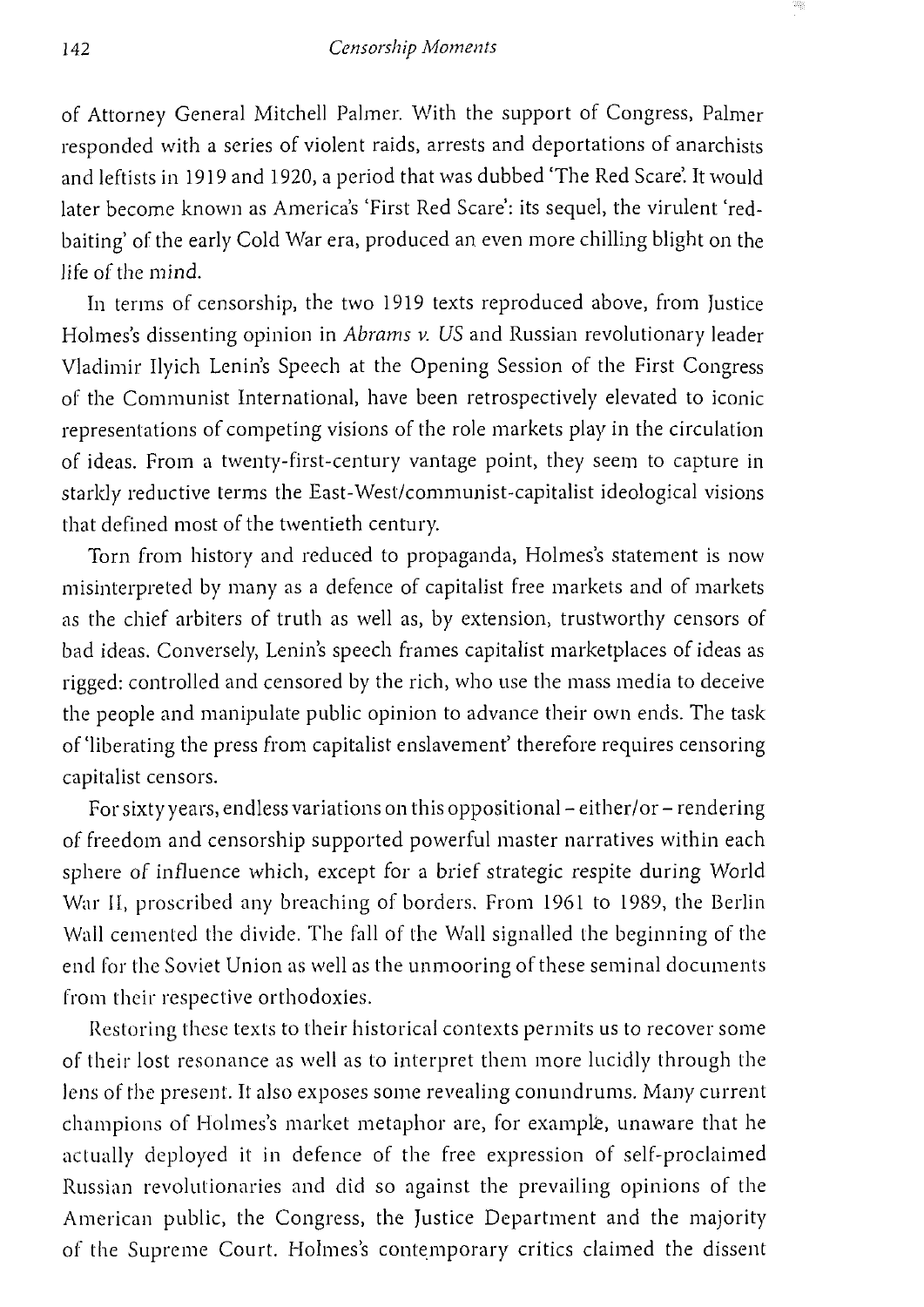of Attorney General Mitchell Palmer. With the support of Congress, Palmer responded with a series of violent raids, arrests and deportations of anarchists and leftists in 1919 and 1920, a period that was dubbed 'The Red Scare'. It would later become known as America's 'First Red Scare': its sequel, the virulent 'red-baiting' of the early Cold War era, produced an even more chilling blight on the life of the mind.

In terms of censorship, the two 1919 texts reproduced above, from Justice Holmes's dissenting opinion in *Abrams v. US* and Russian revolutionary leader Vladimir Ilyich Lenin's Speech at the Opening Session of the First Congress of the Communist International, have been retrospectively elevated to iconic representations of competing visions of the role markets play in the circulation of ideas. From a twenty-first-century vantage point, they seem to capture in starkly reductive terms the East-West/communist-capitalist ideological visions that defined most of the twentieth century.

Torn from history and reduced to propaganda, Holmes's statement is now misinterpreted by many as a defence of capitalist free markets and of markets as the chief arbiters of truth as well as, by extension, trustworthy censors of bad ideas. Conversely, Lenin's speech frames capitalist marketplaces of ideas as rigged: controlled and censored by the rich, who use the mass media to deceive the people and manipulate public opinion to advance their own ends. The task of 'liberating the press from capitalist enslavement' therefore requires censoring capitalist censors.

For sixty years, endless variations on this oppositional – either/or – rendering of freedom and censorship supported powerful master narratives within each sphere of influence which, except for a brief strategic respite during World War II, proscribed any breaching of borders. From 1961 to 1989, the Berlin Wall cemented the divide. The fall of the Wall signalled the beginning of the end for the Soviet Union as well as the unmooring of these seminal documents from their respective orthodoxies.

Restoring these texts to their historical contexts permits us to recover some of their lost resonance as well as to interpret them more lucidly through the lens of the present. It also exposes some revealing conundrums. Many current champions of Holmes's market metaphor are, for example, unaware that he actually deployed it in defence of the free expression of self-proclaimed Russian revolutionaries and did so against the prevailing opinions of the American public, the Congress, the Justice Department and the majority of the Supreme Court. Holmes's contemporary critics claimed the dissent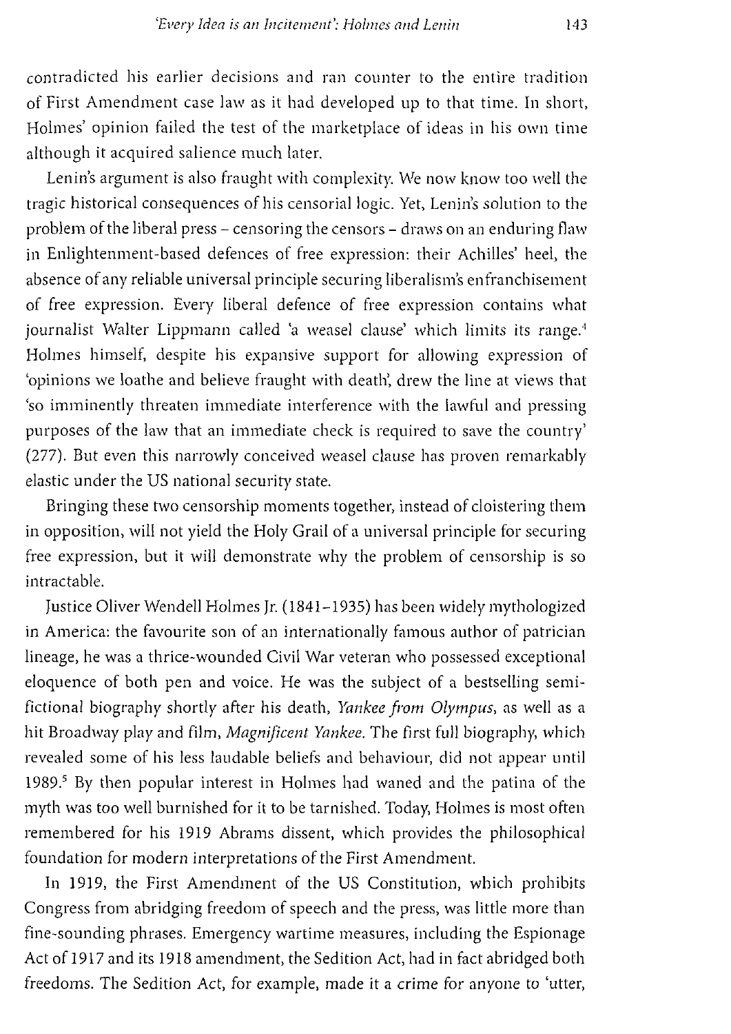contradicted his earlier decisions and ran counter to the entire tradition of First Amendment case law as it had developed up to that time. In short, Holmes' opinion failed the test of the marketplace of ideas in his own time although it acquired salience much later.

Lenin's argument is also fraught with complexity. We now know too well the tragic historical consequences of his censorial logic. Yet, Lenin's solution to the problem of the liberal press – censoring the censors – draws on an enduring flaw in Enlightenment-based defences of free expression: their Achilles' heel, the absence of any reliable universal principle securing liberalism's enfranchisement of free expression. Every liberal defence of free expression contains what journalist Walter Lippmann called 'a weasel clause' which limits its range.[4] Holmes himself, despite his expansive support for allowing expression of 'opinions we loathe and believe fraught with death', drew the line at views that 'so imminently threaten immediate interference with the lawful and pressing purposes of the law that an immediate check is required to save the country' (277). But even this narrowly conceived weasel clause has proven remarkably elastic under the US national security state.

Bringing these two censorship moments together, instead of cloistering them in opposition, will not yield the Holy Grail of a universal principle for securing free expression, but it will demonstrate why the problem of censorship is so intractable.

Justice Oliver Wendell Holmes Jr. (1841–1935) has been widely mythologized in America: the favourite son of an internationally famous author of patrician lineage, he was a thrice-wounded Civil War veteran who possessed exceptional eloquence of both pen and voice. He was the subject of a bestselling semi-fictional biography shortly after his death, *Yankee from Olympus*, as well as a hit Broadway play and film, *Magnificent Yankee*. The first full biography, which revealed some of his less laudable beliefs and behaviour, did not appear until 1989.[5] By then popular interest in Holmes had waned and the patina of the myth was too well burnished for it to be tarnished. Today, Holmes is most often remembered for his 1919 Abrams dissent, which provides the philosophical foundation for modern interpretations of the First Amendment.

In 1919, the First Amendment of the US Constitution, which prohibits Congress from abridging freedom of speech and the press, was little more than fine-sounding phrases. Emergency wartime measures, including the Espionage Act of 1917 and its 1918 amendment, the Sedition Act, had in fact abridged both freedoms. The Sedition Act, for example, made it a crime for anyone to 'utter,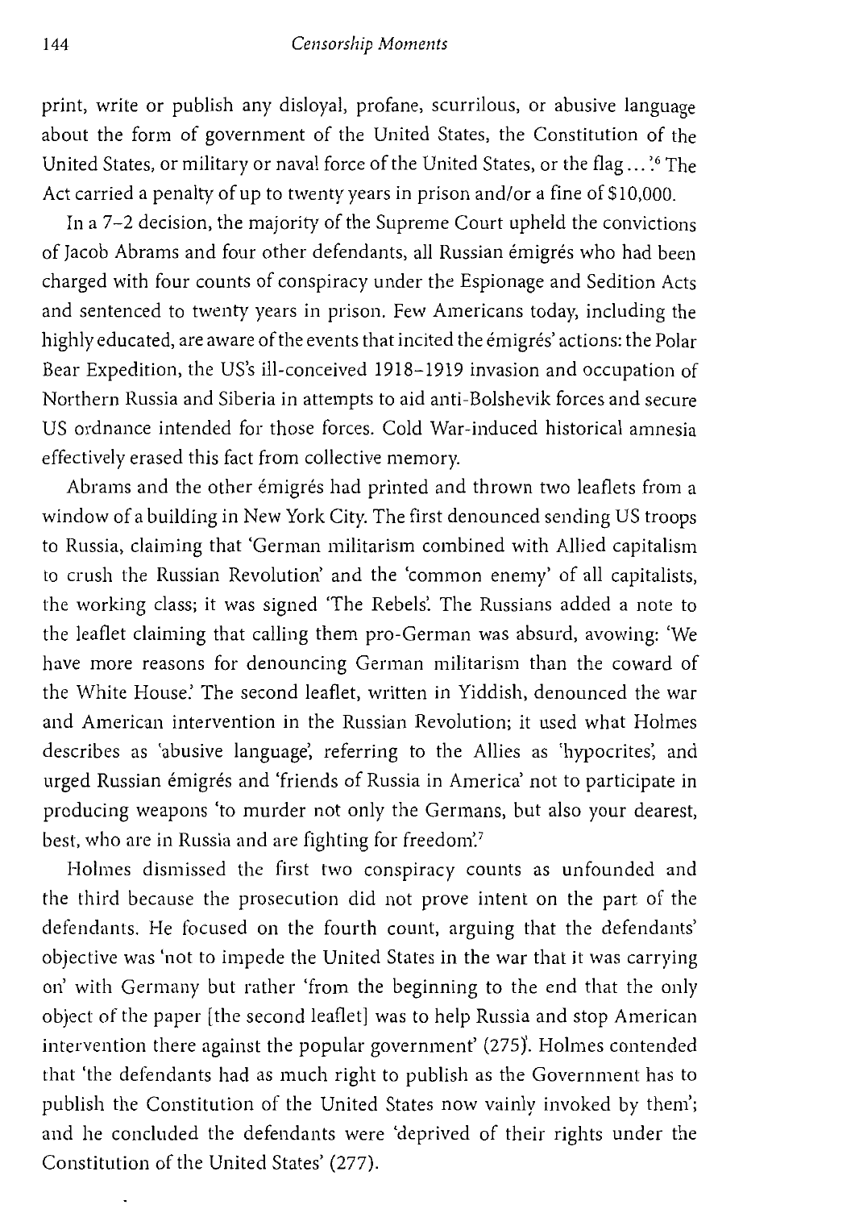print, write or publish any disloyal, profane, scurrilous, or abusive language about the form of government of the United States, the Constitution of the United States, or military or naval force of the United States, or the flag ...'[6] The Act carried a penalty of up to twenty years in prison and/or a fine of $10,000.

In a 7–2 decision, the majority of the Supreme Court upheld the convictions of Jacob Abrams and four other defendants, all Russian émigrés who had been charged with four counts of conspiracy under the Espionage and Sedition Acts and sentenced to twenty years in prison. Few Americans today, including the highly educated, are aware of the events that incited the émigrés' actions: the Polar Bear Expedition, the US's ill-conceived 1918–1919 invasion and occupation of Northern Russia and Siberia in attempts to aid anti-Bolshevik forces and secure US ordnance intended for those forces. Cold War-induced historical amnesia effectively erased this fact from collective memory.

Abrams and the other émigrés had printed and thrown two leaflets from a window of a building in New York City. The first denounced sending US troops to Russia, claiming that 'German militarism combined with Allied capitalism to crush the Russian Revolution' and the 'common enemy' of all capitalists, the working class; it was signed 'The Rebels'. The Russians added a note to the leaflet claiming that calling them pro-German was absurd, avowing: 'We have more reasons for denouncing German militarism than the coward of the White House.' The second leaflet, written in Yiddish, denounced the war and American intervention in the Russian Revolution; it used what Holmes describes as 'abusive language', referring to the Allies as 'hypocrites', and urged Russian émigrés and 'friends of Russia in America' not to participate in producing weapons 'to murder not only the Germans, but also your dearest, best, who are in Russia and are fighting for freedom'.[7]

Holmes dismissed the first two conspiracy counts as unfounded and the third because the prosecution did not prove intent on the part of the defendants. He focused on the fourth count, arguing that the defendants' objective was 'not to impede the United States in the war that it was carrying on' with Germany but rather 'from the beginning to the end that the only object of the paper [the second leaflet] was to help Russia and stop American intervention there against the popular government' (275). Holmes contended that 'the defendants had as much right to publish as the Government has to publish the Constitution of the United States now vainly invoked by them'; and he concluded the defendants were 'deprived of their rights under the Constitution of the United States' (277).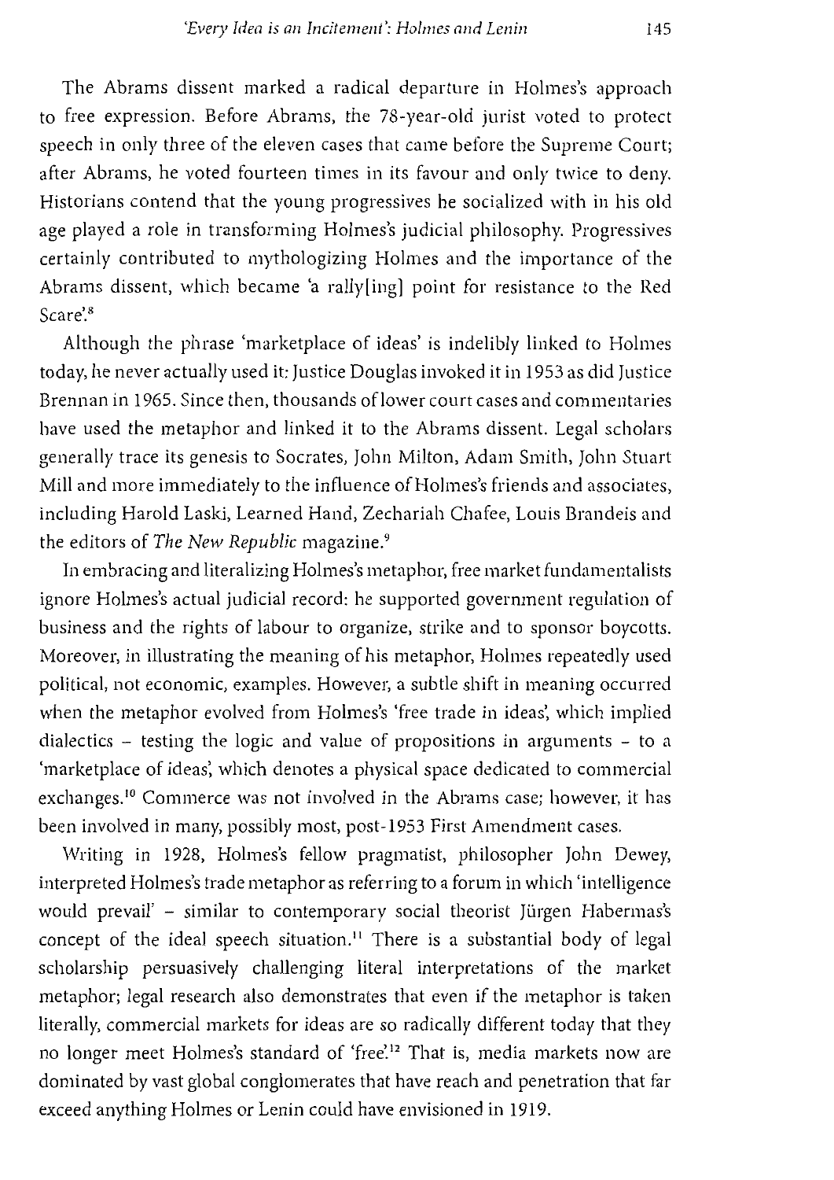The Abrams dissent marked a radical departure in Holmes's approach to free expression. Before Abrams, the 78-year-old jurist voted to protect speech in only three of the eleven cases that came before the Supreme Court; after Abrams, he voted fourteen times in its favour and only twice to deny. Historians contend that the young progressives he socialized with in his old age played a role in transforming Holmes's judicial philosophy. Progressives certainly contributed to mythologizing Holmes and the importance of the Abrams dissent, which became 'a rally[ing] point for resistance to the Red Scare'.[8]

Although the phrase 'marketplace of ideas' is indelibly linked to Holmes today, he never actually used it: Justice Douglas invoked it in 1953 as did Justice Brennan in 1965. Since then, thousands of lower court cases and commentaries have used the metaphor and linked it to the Abrams dissent. Legal scholars generally trace its genesis to Socrates, John Milton, Adam Smith, John Stuart Mill and more immediately to the influence of Holmes's friends and associates, including Harold Laski, Learned Hand, Zechariah Chafee, Louis Brandeis and the editors of *The New Republic* magazine.[9]

In embracing and literalizing Holmes's metaphor, free market fundamentalists ignore Holmes's actual judicial record: he supported government regulation of business and the rights of labour to organize, strike and to sponsor boycotts. Moreover, in illustrating the meaning of his metaphor, Holmes repeatedly used political, not economic, examples. However, a subtle shift in meaning occurred when the metaphor evolved from Holmes's 'free trade in ideas', which implied dialectics – testing the logic and value of propositions in arguments – to a 'marketplace of ideas', which denotes a physical space dedicated to commercial exchanges.[10] Commerce was not involved in the Abrams case; however, it has been involved in many, possibly most, post-1953 First Amendment cases.

Writing in 1928, Holmes's fellow pragmatist, philosopher John Dewey, interpreted Holmes's trade metaphor as referring to a forum in which 'intelligence would prevail' – similar to contemporary social theorist Jürgen Habermas's concept of the ideal speech situation.[11] There is a substantial body of legal scholarship persuasively challenging literal interpretations of the market metaphor; legal research also demonstrates that even if the metaphor is taken literally, commercial markets for ideas are so radically different today that they no longer meet Holmes's standard of 'free'.[12] That is, media markets now are dominated by vast global conglomerates that have reach and penetration that far exceed anything Holmes or Lenin could have envisioned in 1919.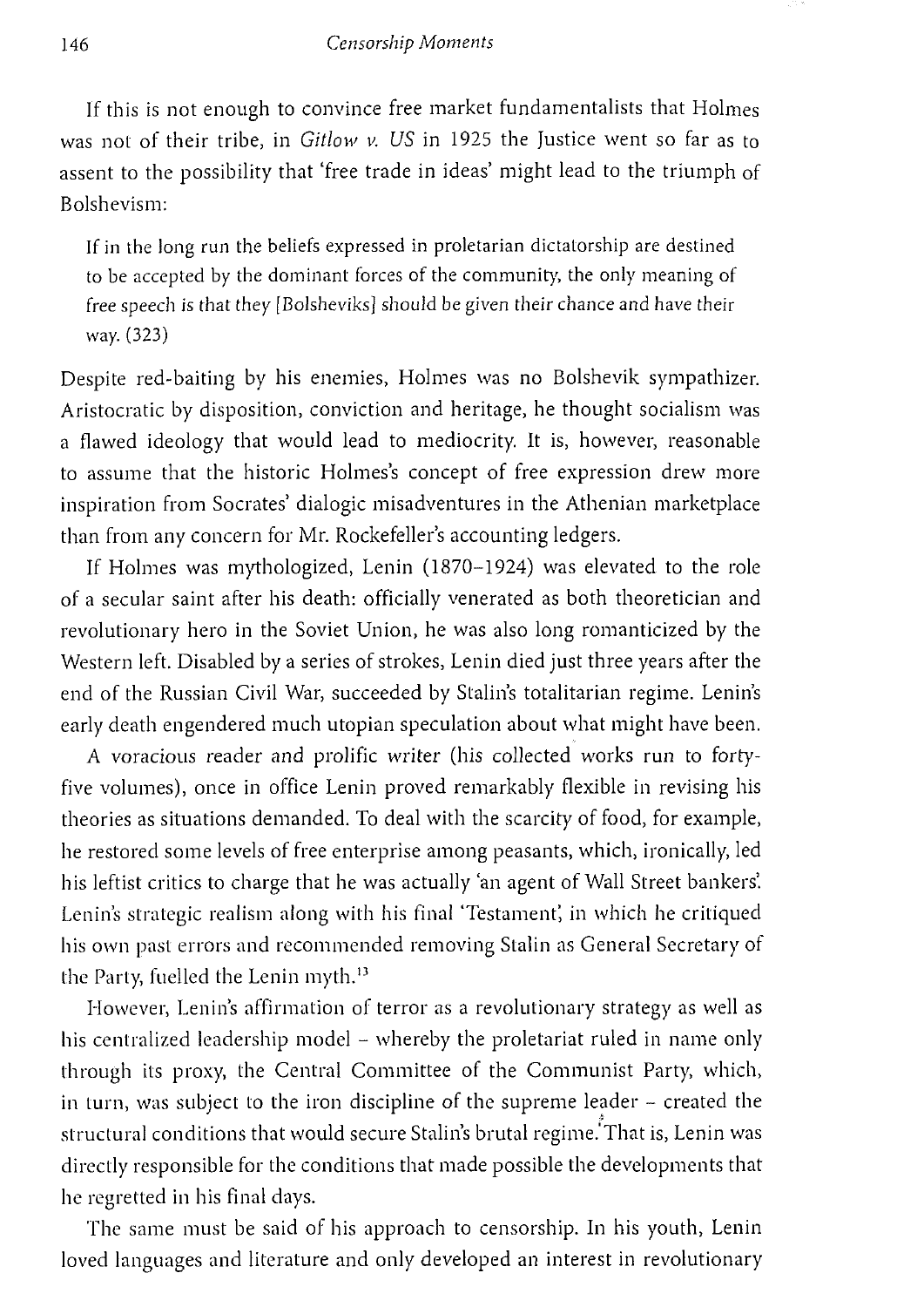If this is not enough to convince free market fundamentalists that Holmes was not of their tribe, in *Gitlow v. US* in 1925 the Justice went so far as to assent to the possibility that 'free trade in ideas' might lead to the triumph of Bolshevism:

> If in the long run the beliefs expressed in proletarian dictatorship are destined to be accepted by the dominant forces of the community, the only meaning of free speech is that they [Bolsheviks] should be given their chance and have their way. (323)

Despite red-baiting by his enemies, Holmes was no Bolshevik sympathizer. Aristocratic by disposition, conviction and heritage, he thought socialism was a flawed ideology that would lead to mediocrity. It is, however, reasonable to assume that the historic Holmes's concept of free expression drew more inspiration from Socrates' dialogic misadventures in the Athenian marketplace than from any concern for Mr. Rockefeller's accounting ledgers.

If Holmes was mythologized, Lenin (1870–1924) was elevated to the role of a secular saint after his death: officially venerated as both theoretician and revolutionary hero in the Soviet Union, he was also long romanticized by the Western left. Disabled by a series of strokes, Lenin died just three years after the end of the Russian Civil War, succeeded by Stalin's totalitarian regime. Lenin's early death engendered much utopian speculation about what might have been.

A voracious reader and prolific writer (his collected works run to forty-five volumes), once in office Lenin proved remarkably flexible in revising his theories as situations demanded. To deal with the scarcity of food, for example, he restored some levels of free enterprise among peasants, which, ironically, led his leftist critics to charge that he was actually 'an agent of Wall Street bankers'. Lenin's strategic realism along with his final 'Testament', in which he critiqued his own past errors and recommended removing Stalin as General Secretary of the Party, fuelled the Lenin myth.[13]

However, Lenin's affirmation of terror as a revolutionary strategy as well as his centralized leadership model – whereby the proletariat ruled in name only through its proxy, the Central Committee of the Communist Party, which, in turn, was subject to the iron discipline of the supreme leader – created the structural conditions that would secure Stalin's brutal regime. That is, Lenin was directly responsible for the conditions that made possible the developments that he regretted in his final days.

The same must be said of his approach to censorship. In his youth, Lenin loved languages and literature and only developed an interest in revolutionary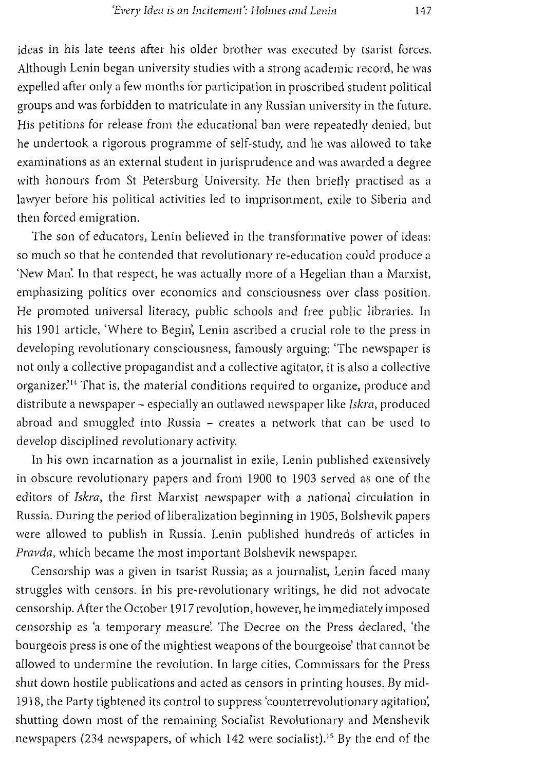ideas in his late teens after his older brother was executed by tsarist forces. Although Lenin began university studies with a strong academic record, he was expelled after only a few months for participation in proscribed student political groups and was forbidden to matriculate in any Russian university in the future. His petitions for release from the educational ban were repeatedly denied, but he undertook a rigorous programme of self-study, and he was allowed to take examinations as an external student in jurisprudence and was awarded a degree with honours from St Petersburg University. He then briefly practised as a lawyer before his political activities led to imprisonment, exile to Siberia and then forced emigration.

The son of educators, Lenin believed in the transformative power of ideas: so much so that he contended that revolutionary re-education could produce a 'New Man'. In that respect, he was actually more of a Hegelian than a Marxist, emphasizing politics over economics and consciousness over class position. He promoted universal literacy, public schools and free public libraries. In his 1901 article, 'Where to Begin', Lenin ascribed a crucial role to the press in developing revolutionary consciousness, famously arguing: 'The newspaper is not only a collective propagandist and a collective agitator, it is also a collective organizer.'[14] That is, the material conditions required to organize, produce and distribute a newspaper – especially an outlawed newspaper like *Iskra*, produced abroad and smuggled into Russia – creates a network that can be used to develop disciplined revolutionary activity.

In his own incarnation as a journalist in exile, Lenin published extensively in obscure revolutionary papers and from 1900 to 1903 served as one of the editors of *Iskra*, the first Marxist newspaper with a national circulation in Russia. During the period of liberalization beginning in 1905, Bolshevik papers were allowed to publish in Russia. Lenin published hundreds of articles in *Pravda*, which became the most important Bolshevik newspaper.

Censorship was a given in tsarist Russia; as a journalist, Lenin faced many struggles with censors. In his pre-revolutionary writings, he did not advocate censorship. After the October 1917 revolution, however, he immediately imposed censorship as 'a temporary measure'. The Decree on the Press declared, 'the bourgeois press is one of the mightiest weapons of the bourgeoise' that cannot be allowed to undermine the revolution. In large cities, Commissars for the Press shut down hostile publications and acted as censors in printing houses. By mid-1918, the Party tightened its control to suppress 'counterrevolutionary agitation', shutting down most of the remaining Socialist Revolutionary and Menshevik newspapers (234 newspapers, of which 142 were socialist).[15] By the end of the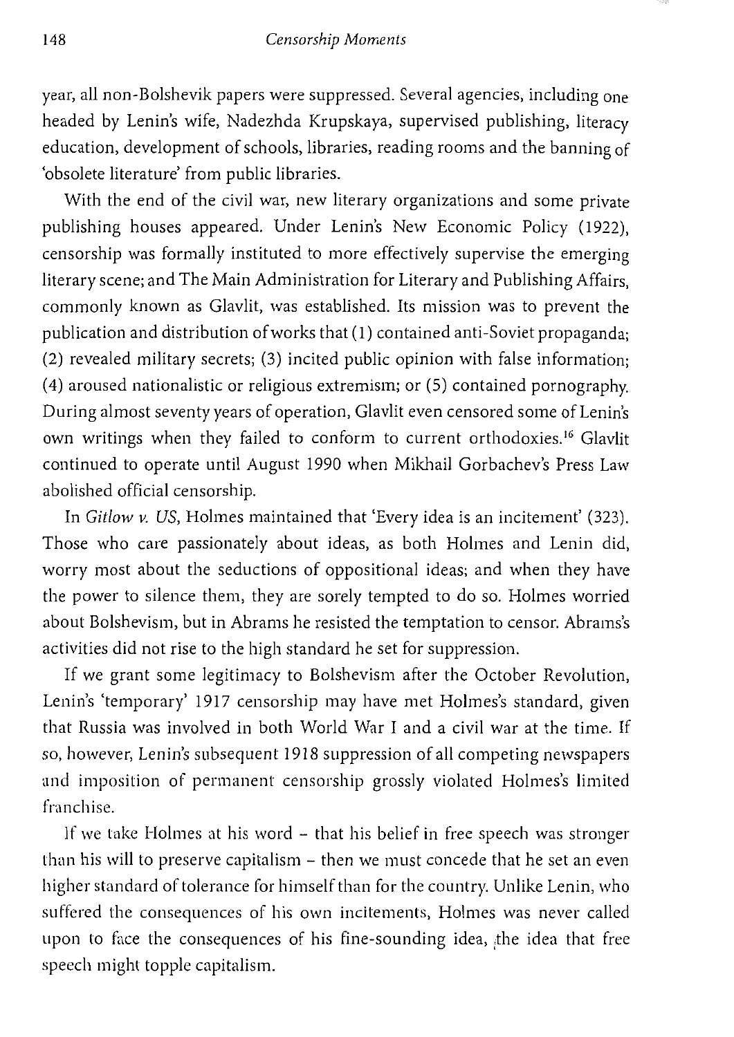year, all non-Bolshevik papers were suppressed. Several agencies, including one headed by Lenin's wife, Nadezhda Krupskaya, supervised publishing, literacy education, development of schools, libraries, reading rooms and the banning of 'obsolete literature' from public libraries.

With the end of the civil war, new literary organizations and some private publishing houses appeared. Under Lenin's New Economic Policy (1922), censorship was formally instituted to more effectively supervise the emerging literary scene; and The Main Administration for Literary and Publishing Affairs, commonly known as Glavlit, was established. Its mission was to prevent the publication and distribution of works that (1) contained anti-Soviet propaganda; (2) revealed military secrets; (3) incited public opinion with false information; (4) aroused nationalistic or religious extremism; or (5) contained pornography. During almost seventy years of operation, Glavlit even censored some of Lenin's own writings when they failed to conform to current orthodoxies.[16] Glavlit continued to operate until August 1990 when Mikhail Gorbachev's Press Law abolished official censorship.

In *Gitlow v. US*, Holmes maintained that 'Every idea is an incitement' (323). Those who care passionately about ideas, as both Holmes and Lenin did, worry most about the seductions of oppositional ideas; and when they have the power to silence them, they are sorely tempted to do so. Holmes worried about Bolshevism, but in Abrams he resisted the temptation to censor. Abrams's activities did not rise to the high standard he set for suppression.

If we grant some legitimacy to Bolshevism after the October Revolution, Lenin's 'temporary' 1917 censorship may have met Holmes's standard, given that Russia was involved in both World War I and a civil war at the time. If so, however, Lenin's subsequent 1918 suppression of all competing newspapers and imposition of permanent censorship grossly violated Holmes's limited franchise.

If we take Holmes at his word – that his belief in free speech was stronger than his will to preserve capitalism – then we must concede that he set an even higher standard of tolerance for himself than for the country. Unlike Lenin, who suffered the consequences of his own incitements, Holmes was never called upon to face the consequences of his fine-sounding idea, the idea that free speech might topple capitalism.